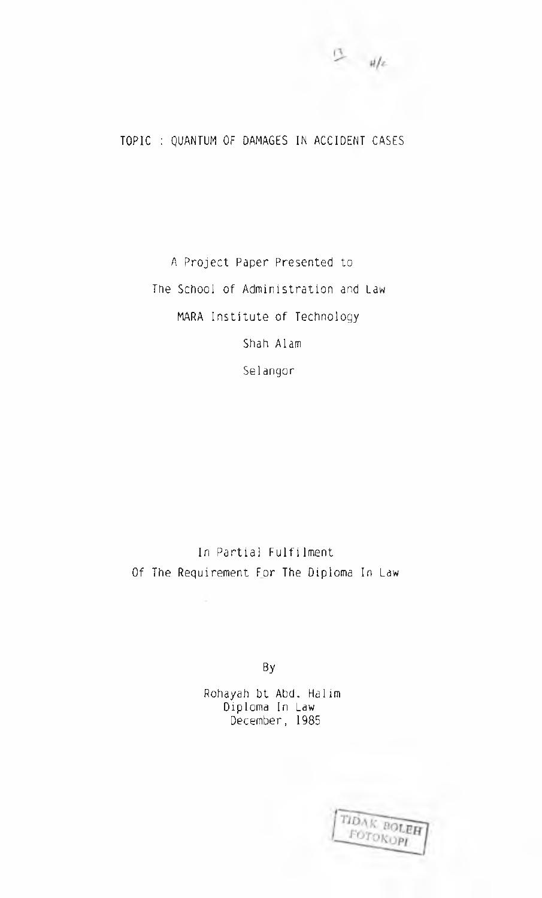TOPIC : QUANTUM OF DAMAGES IN ACCIDENT CASES

A Project Paper Presented to

The School of Administration and Law

MARA Institute of Technology

Shah Alam

Selangor

In Partial Fulfilment

Of The Requirement For The Diploma In Law

By

Rohayah bt Abd. Halim

Diploma In Law

December, 1985

TIDAK BOLEH FOTOKOPI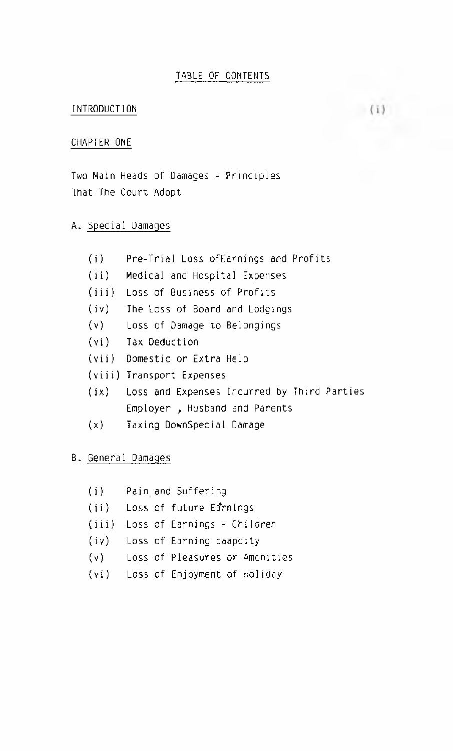# TABLE OF CONTENTS

INTRODUCTION (i)

## CHAPTER ONE

Two Main Heads of Damages - Principles That The Court Adopt

### A. Special Damages

- (i) Pre-Trial Loss ofEarnings and Profits
- (ii) Medical and Hospital Expenses
- (iii) Loss of Business of Profits
- (iv) The Loss of Board and Lodgings
- (v) Loss of Damage to Belongings
- (vi) Tax Deduction
- (vii) Domestic or Extra Help
- (viii) Transport Expenses
- (ix) Loss and Expenses Incurred by Third Parties Employer , Husband and Parents
- (x) Taxing DownSpecial Damage

### B. General Damages

- (i) Pain and Suffering
- (ii) Loss of future Earnings
- (iii) Loss of Earnings - Children
- (iv) Loss of Earning caapcity
- (v) Loss of Pleasures or Amenities
- (vi) Loss of Enjoyment of Holiday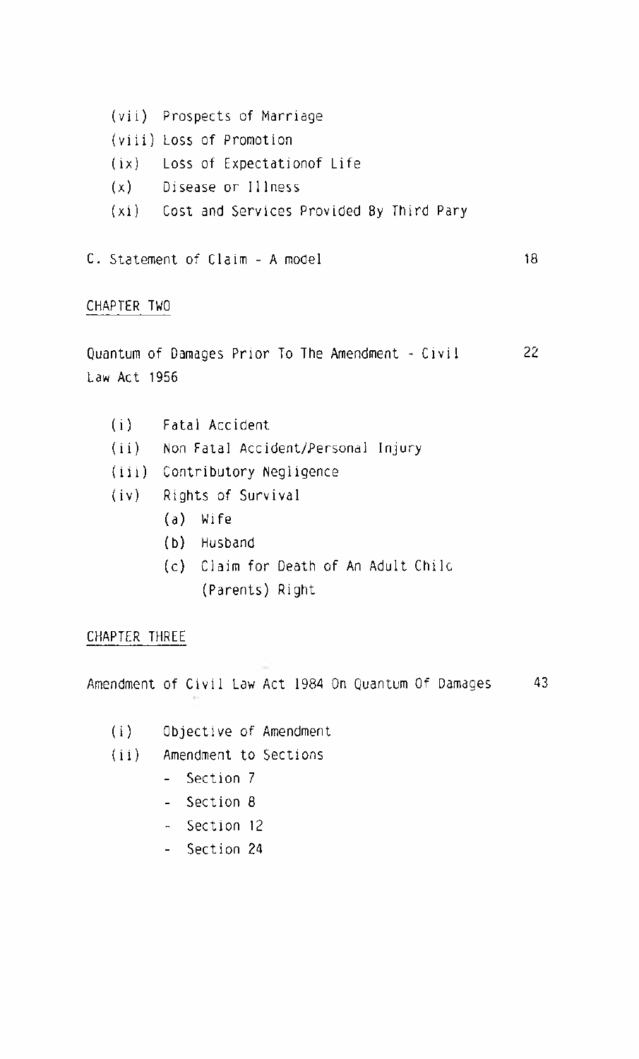- (vii) Prospects of Marriage
- (viii) Loss of Promotion
- (ix) Loss of Expectationof Life
- (x) Disease or Illness
- (xi) Cost and Services Provided By Third Pary

C. Statement of Claim - A model 18

## CHAPTER TWO

Quantum of Damages Prior To The Amendment - Civil Law Act 1956 22

- (i) Fatal Accident
- (ii) Non Fatal Accident/Personal Injury
- (iii) Contributory Negligence
- (iv) Rights of Survival
  - (a) Wife
  - (b) Husband
  - (c) Claim for Death of An Adult Chilc (Parents) Right

## CHAPTER THREE

Amendment of Civil Law Act 1984 On Quantum Of Damages 43

- (i) Objective of Amendment
- (ii) Amendment to Sections
  - Section 7
  - Section 8
  - Section 12
  - Section 24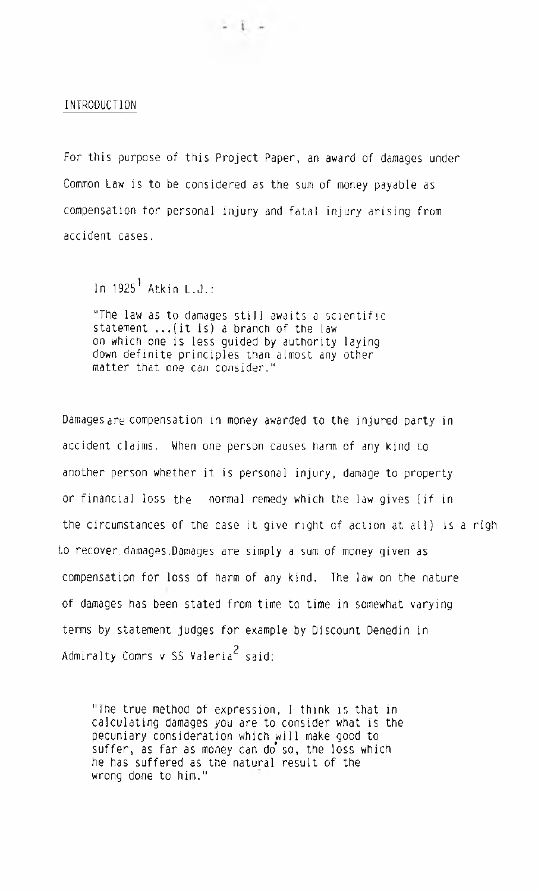## INTRODUCTION

For this purpose of this Project Paper, an award of damages under Common Law is to be considered as the sum of money payable as compensation for personal injury and fatal injury arising from accident cases.

In 1925[1] Atkin L.J.:

> "The law as to damages still awaits a scientific statement ...(it is) a branch of the law on which one is less guided by authority laying down definite principles than almost any other matter that one can consider."

Damages are compensation in money awarded to the injured party in accident claims. When one person causes harm of any kind to another person whether it is personal injury, damage to property or financial loss the normal remedy which the law gives (if in the circumstances of the case it give right of action at all) is a righ to recover damages.Damages are simply a sum of money given as compensation for loss of harm of any kind. The law on the nature of damages has been stated from time to time in somewhat varying terms by statement judges for example by Discount Denedin in Admiralty Comrs v SS Valeria[2] said:

> "The true method of expression, I think is that in calculating damages you are to consider what is the pecuniary consideration which will make good to suffer, as far as money can do so, the loss which he has suffered as the natural result of the wrong done to him."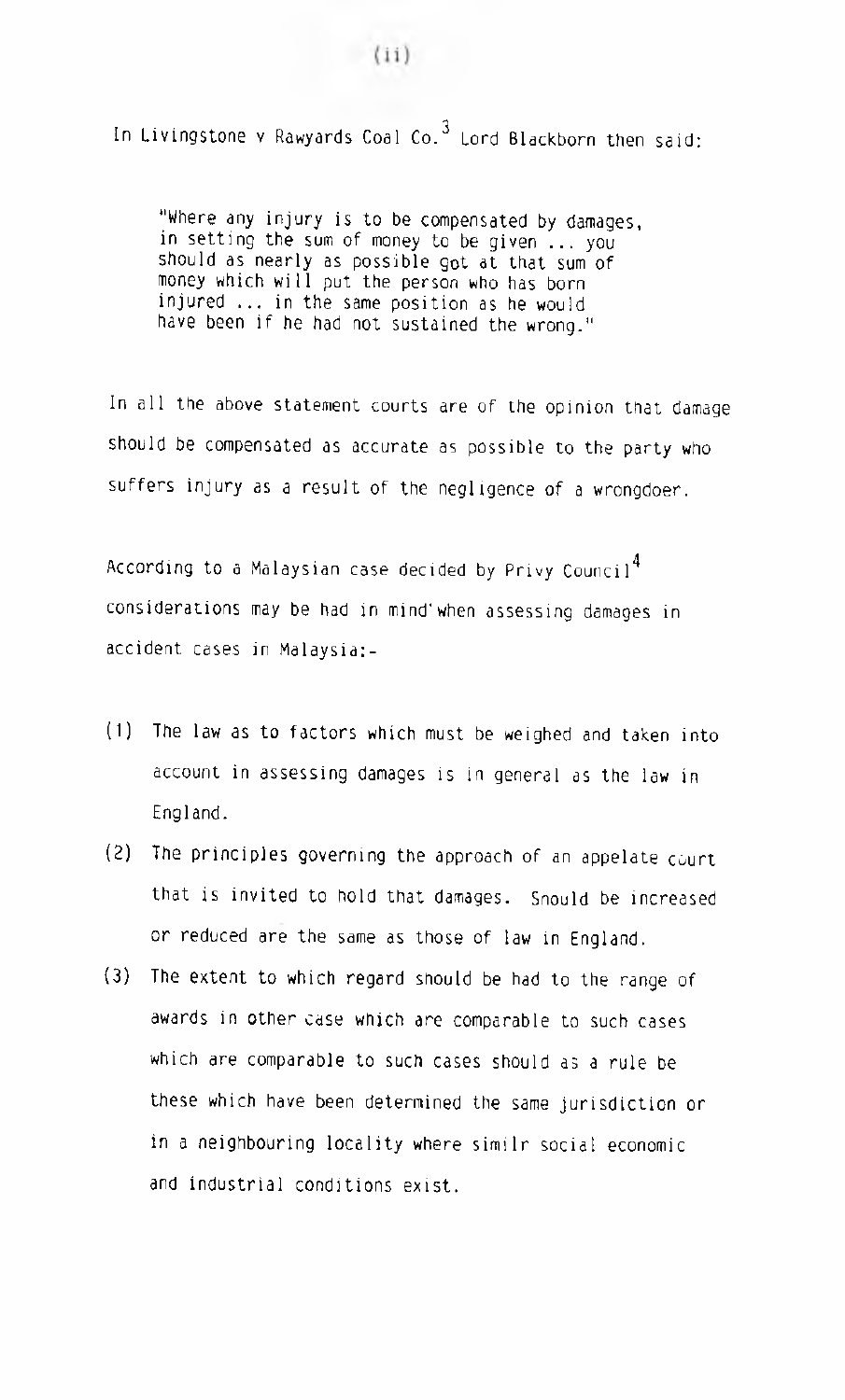In Livingstone v Rawyards Coal Co.[3] Lord Blackborn then said:

> "Where any injury is to be compensated by damages, in setting the sum of money to be given ... you should as nearly as possible got at that sum of money which will put the person who has born injured ... in the same position as he would have been if he had not sustained the wrong."

In all the above statement courts are of the opinion that damage should be compensated as accurate as possible to the party who suffers injury as a result of the negligence of a wrongdoer.

According to a Malaysian case decided by Privy Council[4] considerations may be had in mind'when assessing damages in accident cases in Malaysia:-

(1) The law as to factors which must be weighed and taken into account in assessing damages is in general as the law in England.

(2) The principles governing the approach of an appelate court that is invited to hold that damages. Snould be increased or reduced are the same as those of law in England.

(3) The extent to which regard should be had to the range of awards in other case which are comparable to such cases which are comparable to such cases should as a rule be these which have been determined the same jurisdiction or in a neighbouring locality where similr social economic and industrial conditions exist.